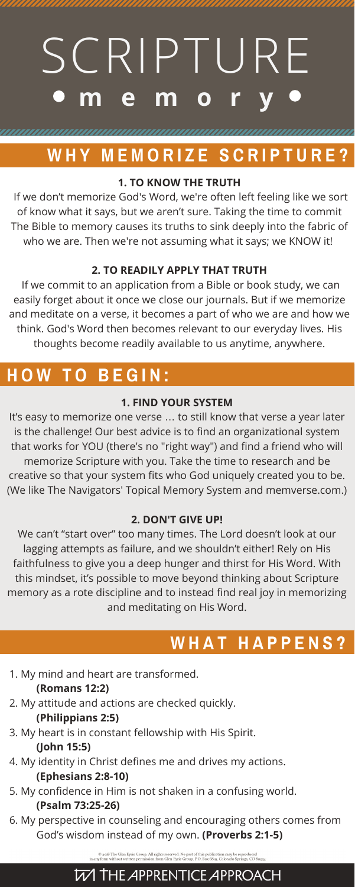# SCRIPTURE

## • memory •

## WHY MEMORIZE SCRIPTURE?

### 1. TO KNOW THE TRUTH

If we don't memorize God's Word, we're often left feeling like we sort of know what it says, but we aren't sure. Taking the time to commit The Bible to memory causes its truths to sink deeply into the fabric of who we are. Then we're not assuming what it says; we KNOW it!

### 2. TO READILY APPLY THAT TRUTH

If we commit to an application from a Bible or book study, we can easily forget about it once we close our journals. But if we memorize and meditate on a verse, it becomes a part of who we are and how we think. God's Word then becomes relevant to our everyday lives. His thoughts become readily available to us anytime, anywhere.

## HOW TO BEGIN:

### 1. FIND YOUR SYSTEM

It's easy to memorize one verse … to still know that verse a year later is the challenge! Our best advice is to find an organizational system that works for YOU (there's no "right way") and find a friend who will memorize Scripture with you. Take the time to research and be creative so that your system fits who God uniquely created you to be. (We like The Navigators' Topical Memory System and memverse.com.)

### 2. DON'T GIVE UP!

We can't "start over" too many times. The Lord doesn't look at our lagging attempts as failure, and we shouldn't either! Rely on His faithfulness to give you a deep hunger and thirst for His Word. With this mindset, it's possible to move beyond thinking about Scripture memory as a rote discipline and to instead find real joy in memorizing and meditating on His Word.

## WHAT HAPPENS?

1. My mind and heart are transformed. **(Romans 12:2)**
2. My attitude and actions are checked quickly. **(Philippians 2:5)**
3. My heart is in constant fellowship with His Spirit. **(John 15:5)**
4. My identity in Christ defines me and drives my actions. **(Ephesians 2:8-10)**
5. My confidence in Him is not shaken in a confusing world. **(Psalm 73:25-26)**
6. My perspective in counseling and encouraging others comes from God's wisdom instead of my own. **(Proverbs 2:1-5)**

© 2018 The Glen Eyrie Group. All rights reserved. No part of this publication may be reproduced in any form without written permission from Glen Eyrie Group, P.O. Box 6819, Colorado Springs, CO 80934

THE APPRENTICE APPROACH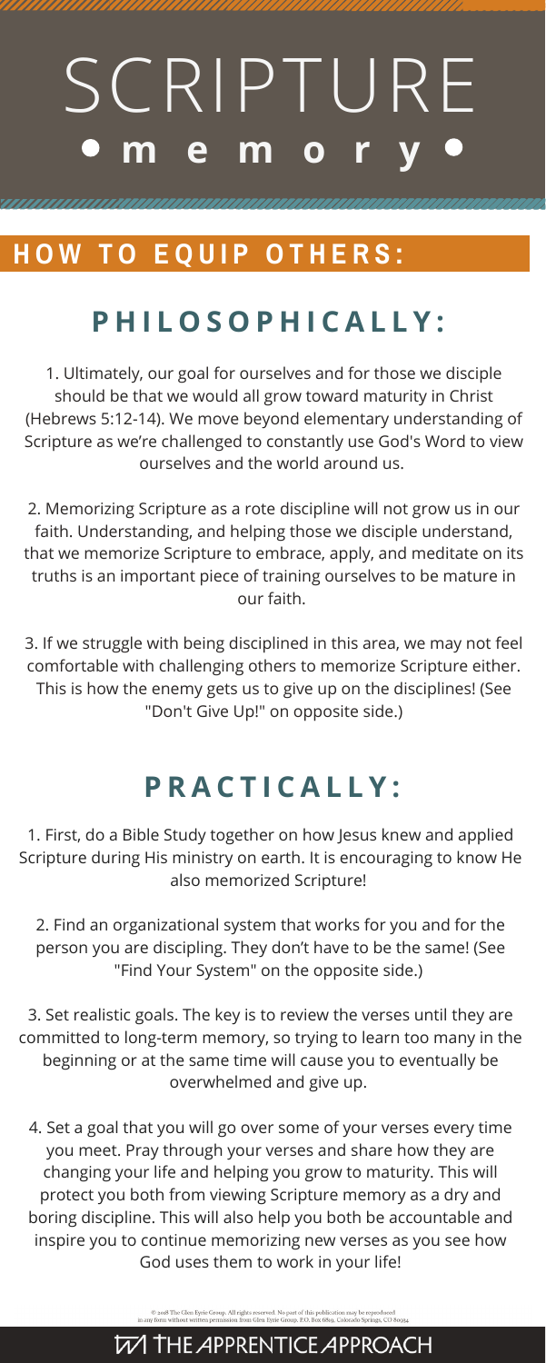# SCRIPTURE

**• m e m o r y •**

## HOW TO EQUIP OTHERS:

## PHILOSOPHICALLY:

1. Ultimately, our goal for ourselves and for those we disciple should be that we would all grow toward maturity in Christ (Hebrews 5:12-14). We move beyond elementary understanding of Scripture as we're challenged to constantly use God's Word to view ourselves and the world around us.

2. Memorizing Scripture as a rote discipline will not grow us in our faith. Understanding, and helping those we disciple understand, that we memorize Scripture to embrace, apply, and meditate on its truths is an important piece of training ourselves to be mature in our faith.

3. If we struggle with being disciplined in this area, we may not feel comfortable with challenging others to memorize Scripture either. This is how the enemy gets us to give up on the disciplines! (See "Don't Give Up!" on opposite side.)

## PRACTICALLY:

1. First, do a Bible Study together on how Jesus knew and applied Scripture during His ministry on earth. It is encouraging to know He also memorized Scripture!

2. Find an organizational system that works for you and for the person you are discipling. They don't have to be the same! (See "Find Your System" on the opposite side.)

3. Set realistic goals. The key is to review the verses until they are committed to long-term memory, so trying to learn too many in the beginning or at the same time will cause you to eventually be overwhelmed and give up.

4. Set a goal that you will go over some of your verses every time you meet. Pray through your verses and share how they are changing your life and helping you grow to maturity. This will protect you both from viewing Scripture memory as a dry and boring discipline. This will also help you both be accountable and inspire you to continue memorizing new verses as you see how God uses them to work in your life!

© 2018 The Glen Eyrie Group. All rights reserved. No part of this publication may be reproduced in any form without written permission from Glen Eyrie Group, P.O. Box 6819, Colorado Springs, CO 80934

THE APPRENTICE APPROACH